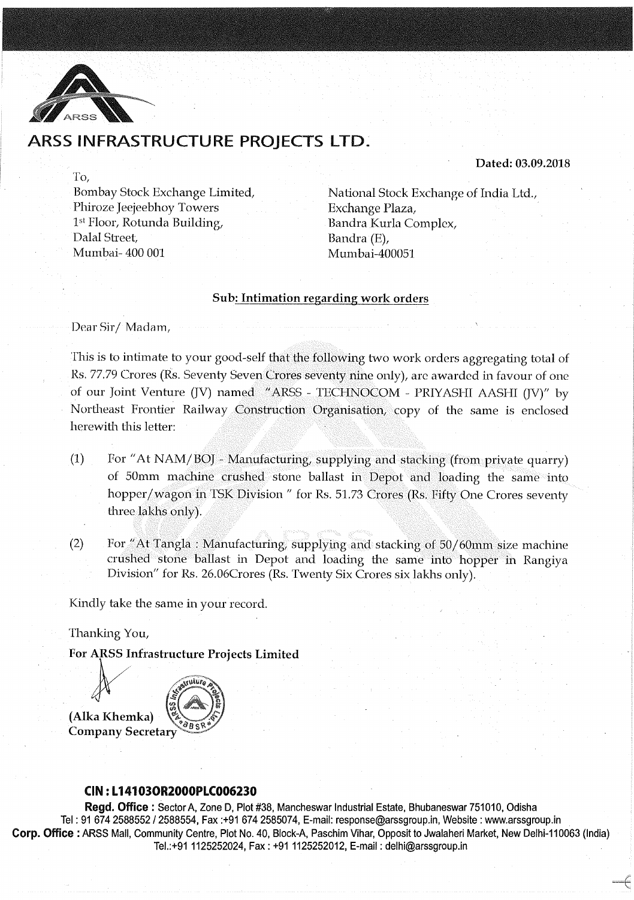# ARSS INFRASTRUCTURE PROJECTS LTD.

**Dated: 03.09.2018**

To,

Bombay Stock Exchange Limited,
Phiroze Jeejeebhoy Towers
1st Floor, Rotunda Building,
Dalal Street,
Mumbai- 400 001

National Stock Exchange of India Ltd.,
Exchange Plaza,
Bandra Kurla Complex,
Bandra (E),
Mumbai-400051

**Sub: Intimation regarding work orders**

Dear Sir/ Madam,

This is to intimate to your good-self that the following two work orders aggregating total of Rs. 77.79 Crores (Rs. Seventy Seven Crores seventy nine only), are awarded in favour of one of our Joint Venture (JV) named "ARSS - TECHNOCOM - PRIYASHI AASHI (JV)" by Northeast Frontier Railway Construction Organisation, copy of the same is enclosed herewith this letter:

(1) For "At NAM/BOJ - Manufacturing, supplying and stacking (from private quarry) of 50mm machine crushed stone ballast in Depot and loading the same into hopper/wagon in TSK Division " for Rs. 51.73 Crores (Rs. Fifty One Crores seventy three lakhs only).

(2) For "At Tangla : Manufacturing, supplying and stacking of 50/60mm size machine crushed stone ballast in Depot and loading the same into hopper in Rangiya Division" for Rs. 26.06Crores (Rs. Twenty Six Crores six lakhs only).

Kindly take the same in your record.

Thanking You,

**For ARSS Infrastructure Projects Limited**

(Alka Khemka)
Company Secretary

**CIN : L14103OR2000PLC006230**

**Regd. Office :** Sector A, Zone D, Plot #38, Mancheswar Industrial Estate, Bhubaneswar 751010, Odisha
Tel : 91 674 2588552 / 2588554, Fax :+91 674 2585074, E-mail: response@arssgroup.in, Website : www.arssgroup.in
**Corp. Office :** ARSS Mall, Community Centre, Plot No. 40, Block-A, Paschim Vihar, Opposit to Jwalaheri Market, New Delhi-110063 (India)
Tel.:+91 1125252024, Fax : +91 1125252012, E-mail : delhi@arssgroup.in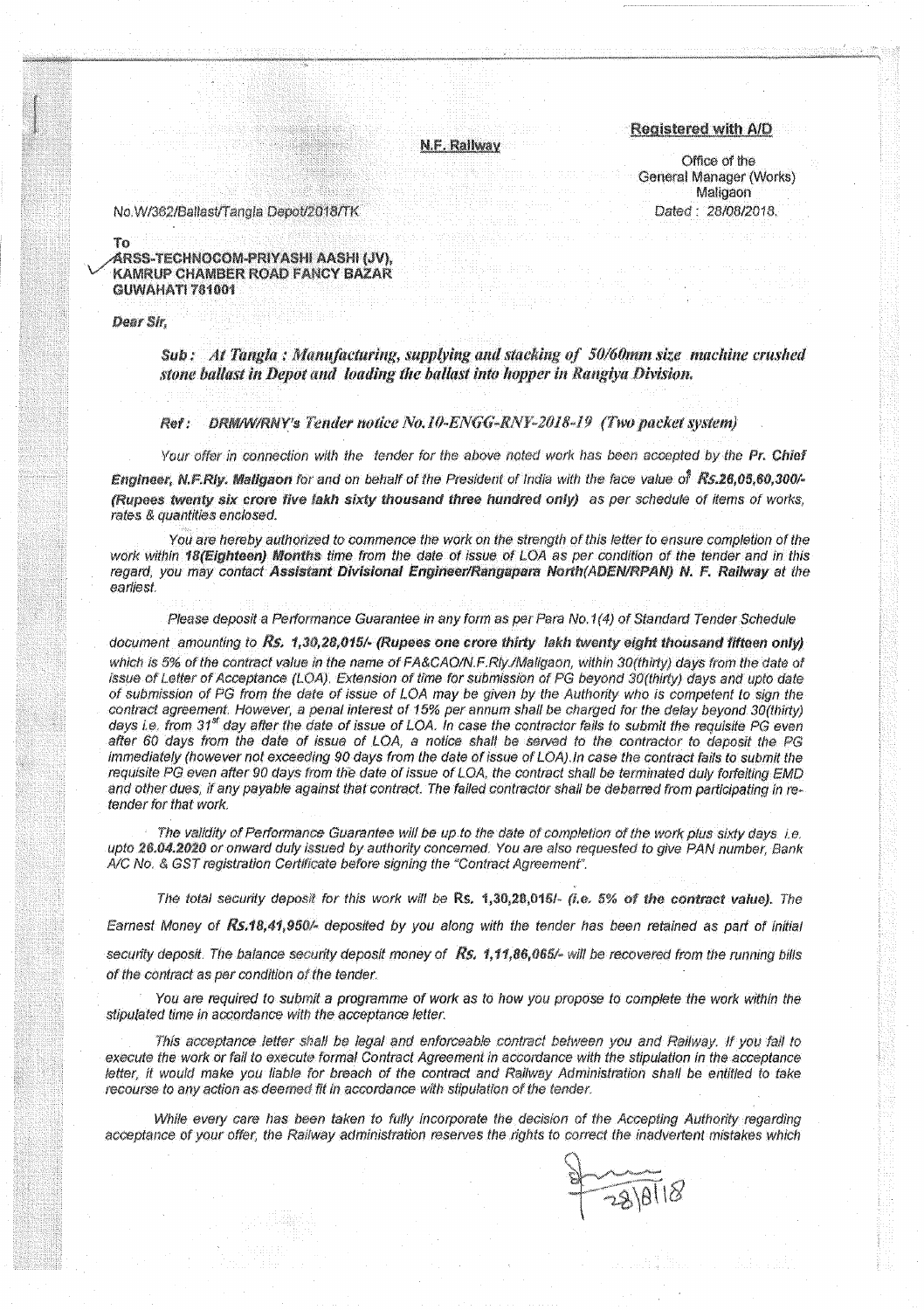**Registered with A/D**

N.F. Railway

Office of the
General Manager (Works)
Maligaon
Dated : 28/08/2018.

No.W/362/Ballast/Tangla Depot/2018/TK

To
ARSS-TECHNOCOM-PRIYASHI AASHI (JV),
KAMRUP CHAMBER ROAD FANCY BAZAR
GUWAHATI 781001

*Dear Sir,*

***Sub : At Tangla : Manufacturing, supplying and stacking of 50/60mm size machine crushed stone ballast in Depot and loading the ballast into hopper in Rangiya Division.***

***Ref : DRM/W/RNY's Tender notice No.10-ENGG-RNY-2018-19 (Two packet system)***

*Your offer in connection with the tender for the above noted work has been accepted by the* ***Pr. Chief Engineer, N.F.Rly. Maligaon*** *for and on behalf of the President of India with the face value of* ***Rs.26,05,60,300/-*** ***(Rupees twenty six crore five lakh sixty thousand three hundred only)*** *as per schedule of items of works, rates & quantities enclosed.*

*You are hereby authorized to commence the work on the strength of this letter to ensure completion of the work within* ***18(Eighteen) Months*** *time from the date of issue of LOA as per condition of the tender and in this regard, you may contact* ***Assistant Divisional Engineer/Rangapara North(ADEN/RPAN) N. F. Railway*** *at the earliest.*

*Please deposit a Performance Guarantee in any form as per Para No.1(4) of Standard Tender Schedule document amounting to* ***Rs. 1,30,28,015/- (Rupees one crore thirty lakh twenty eight thousand fifteen only)*** *which is 5% of the contract value in the name of FA&CAO/N.F.Rly./Maligaon, within 30(thirty) days from the date of issue of Letter of Acceptance (LOA). Extension of time for submission of PG beyond 30(thirty) days and upto date of submission of PG from the date of issue of LOA may be given by the Authority who is competent to sign the contract agreement. However, a penal interest of 15% per annum shall be charged for the delay beyond 30(thirty) days i.e. from 31st day after the date of issue of LOA. In case the contractor fails to submit the requisite PG even after 60 days from the date of issue of LOA, a notice shall be served to the contractor to deposit the PG immediately (however not exceeding 90 days from the date of issue of LOA).In case the contract fails to submit the requisite PG even after 90 days from the date of issue of LOA, the contract shall be terminated duly forfeiting EMD and other dues, if any payable against that contract. The failed contractor shall be debarred from participating in re-tender for that work.*

*The validity of Performance Guarantee will be up to the date of completion of the work plus sixty days i.e. upto* ***26.04.2020*** *or onward duly issued by authority concerned. You are also requested to give PAN number, Bank A/C No. & GST registration Certificate before signing the "Contract Agreement".*

*The total security deposit for this work will be* **Rs. 1,30,28,015/-** ***(i.e. 5% of the contract value).*** *The Earnest Money of* ***Rs.18,41,950/-*** *deposited by you along with the tender has been retained as part of initial security deposit. The balance security deposit money of* ***Rs. 1,11,86,065/-*** *will be recovered from the running bills of the contract as per condition of the tender.*

*You are required to submit a programme of work as to how you propose to complete the work within the stipulated time in accordance with the acceptance letter.*

*This acceptance letter shall be legal and enforceable contract between you and Railway. If you fail to execute the work or fail to execute formal Contract Agreement in accordance with the stipulation in the acceptance letter, it would make you liable for breach of the contract and Railway Administration shall be entitled to take recourse to any action as deemed fit in accordance with stipulation of the tender.*

*While every care has been taken to fully incorporate the decision of the Accepting Authority regarding acceptance of your offer, the Railway administration reserves the rights to correct the inadvertent mistakes which*

28/8/18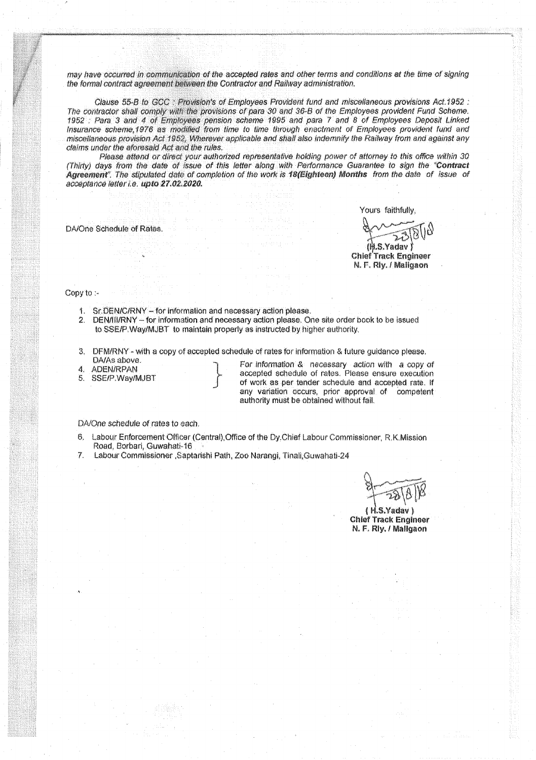*may have occurred in communication of the accepted rates and other terms and conditions at the time of signing the formal contract agreement between the Contractor and Railway administration.*

*Clause 55-B to GCC : Provision's of Employees Provident fund and miscellaneous provisions Act.1952 : The contractor shall comply with the provisions of para 30 and 36-B of the Employees provident Fund Scheme. 1952 : Para 3 and 4 of Employees pension scheme 1995 and para 7 and 8 of Employees Deposit Linked Insurance scheme,1976 as modified from time to time through enactment of Employees provident fund and miscellaneous provision Act 1952, Wherever applicable and shall also indemnify the Railway from and against any claims under the aforesaid Act and the rules.*

*Please attend or direct your authorized representative holding power of attorney to this office within 30 (Thirty) days from the date of issue of this letter along with Performance Guarantee to sign the "**Contract Agreement**". The stipulated date of completion of the work is **18(Eighteen) Months** from the date of issue of acceptance letter i.e. **upto 27.02.2020.***

DA/One Schedule of Rates.

Yours faithfully,

23/8/18

(H.S.Yadav)
**Chief Track Engineer**
**N. F. Rly. / Maligaon**

Copy to :-

1. Sr.DEN/C/RNY – for information and necessary action please.
2. DEN/III/RNY – for information and necessary action please. One site order book to be issued to SSE/P.Way/MJBT to maintain properly as instructed by higher authority.
3. DFM/RNY - with a copy of accepted schedule of rates for information & future guidance please. DA/As above.
4. ADEN/RPAN
5. SSE/P.Way/MJBT

} For information & necessary action with a copy of accepted schedule of rates. Please ensure execution of work as per tender schedule and accepted rate. If any variation occurs, prior approval of competent authority must be obtained without fail.

DA/One schedule of rates to each.

6. Labour Enforcement Officer (Central),Office of the Dy.Chief Labour Commissioner, R.K.Mission Road, Borbari, Guwahati-16
7. Labour Commissioner ,Saptarishi Path, Zoo Narangi, Tinali,Guwahati-24

23/8/18

( H.S.Yadav )
**Chief Track Engineer**
**N. F. Rly. / Maligaon**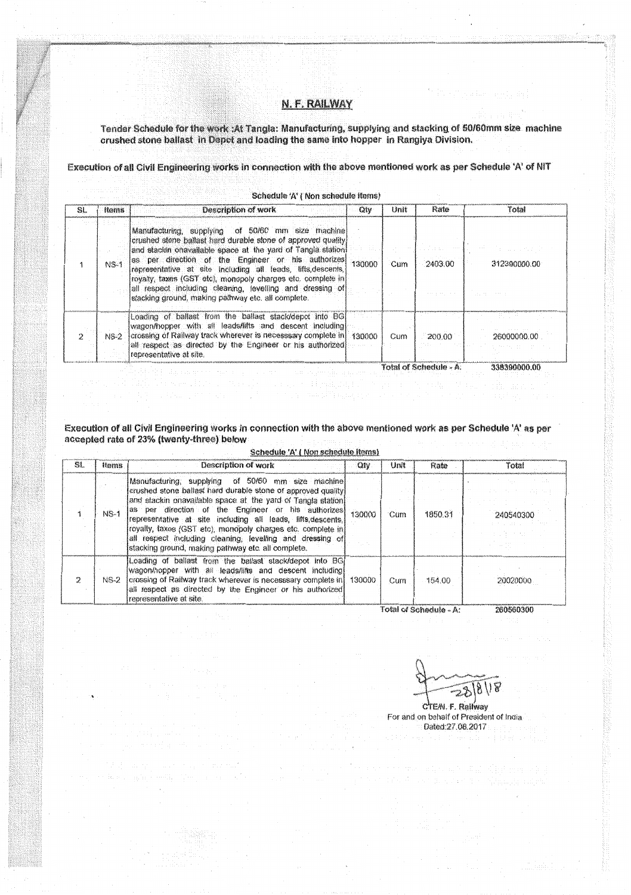# N. F. RAILWAY

**Tender Schedule for the work :At Tangla: Manufacturing, supplying and stacking of 50/60mm size machine crushed stone ballast in Depot and loading the same into hopper in Rangiya Division.**

**Execution of all Civil Engineering works in connection with the above mentioned work as per Schedule 'A' of NIT**

Schedule 'A' ( Non schedule items)

| SL | Items | Description of work | Qty | Unit | Rate | Total |
|---|---|---|---|---|---|---|
| 1 | NS-1 | Manufacturing, supplying of 50/60 mm size machine crushed stone ballast hard durable stone of approved quality and stackin onavailable space at the yard of Tangla station as per direction of the Engineer or his authorizes representative at site including all leads, lifts,descents, royalty, taxes (GST etc), monopoly charges etc. complete in all respect including cleaning, levelling and dressing of stacking ground, making pathway etc. all complete. | 130000 | Cum | 2403.00 | 312390000.00 |
| 2 | NS-2 | Loading of ballast from the ballast stack/depot into BG wagon/hopper with all leads/lifts and descent including crossing of Railway track wherever is necesssary complete in all respect as directed by the Engineer or his authorized representative at site. | 130000 | Cum | 200.00 | 26000000.00 |
| | | | | | Total of Schedule - A: | 338390000.00 |

**Execution of all Civil Engineering works in connection with the above mentioned work as per Schedule 'A' as per accepted rate of 23% (twenty-three) below**

Schedule 'A' ( Non schedule items)

| SL | Items | Description of work | Qty | Unit | Rate | Total |
|---|---|---|---|---|---|---|
| 1 | NS-1 | Manufacturing, supplying of 50/60 mm size machine crushed stone ballast hard durable stone of approved quality and stackin onavailable space at the yard of Tangla station as per direction of the Engineer or his authorizes representative at site including all leads, lifts,descents, royalty, taxes (GST etc), monopoly charges etc. complete in all respect including cleaning, levelling and dressing of stacking ground, making pathway etc. all complete. | 130000 | Cum | 1850.31 | 240540300 |
| 2 | NS-2 | Loading of ballast from the ballast stack/depot into BG wagon/hopper with all leads/lifts and descent including crossing of Railway track wherever is necesssary complete in all respect as directed by the Engineer or his authorized representative at site. | 130000 | Cum | 154.00 | 20020000 |
| | | | | | Total of Schedule - A: | 260560300 |

28/8/18

CTE/N. F. Railway
For and on behalf of President of India
Dated:27.08.2017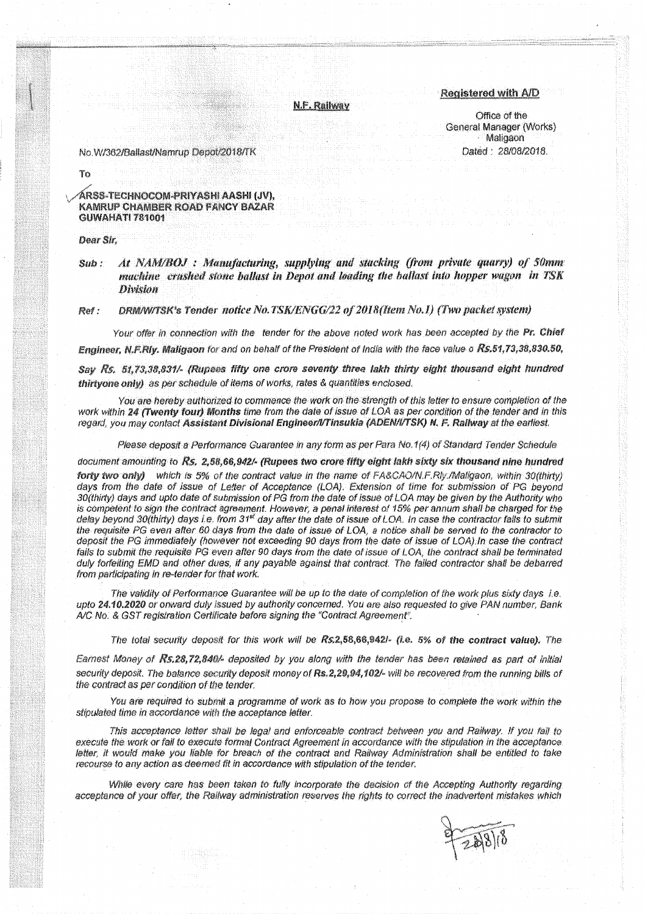**Registered with A/D**

**N.F. Railway**

Office of the
General Manager (Works)
Maligaon
Dated : 28/08/2018.

No.W/362/Ballast/Namrup Depot/2018/TK

To

ARSS-TECHNOCOM-PRIYASHI AASHI (JV),
KAMRUP CHAMBER ROAD FANCY BAZAR
GUWAHATI 781001

*Dear Sir,*

Sub : *At NAM/BOJ : Manufacturing, supplying and stacking (from private quarry) of 50mm machine crushed stone ballast in Depot and loading the ballast into hopper wagon in TSK Division*

Ref : *DRM/W/TSK's Tender notice No.TSK/ENGG/22 of 2018(Item No.1) (Two packet system)*

*Your offer in connection with the tender for the above noted work has been accepted by the* **Pr. Chief Engineer, N.F.Rly. Maligaon** *for and on behalf of the President of India with the face value o* **Rs.51,73,38,830.50, Say Rs. 51,73,38,831/- (Rupees fifty one crore seventy three lakh thirty eight thousand eight hundred thirtyone only)** *as per schedule of items of works, rates & quantities enclosed.*

*You are hereby authorized to commence the work on the strength of this letter to ensure completion of the work within* **24 (Twenty four) Months** *time from the date of issue of LOA as per condition of the tender and in this regard, you may contact* **Assistant Divisional Engineer/I/Tinsukia (ADEN/I/TSK) N. F. Railway** *at the earliest.*

*Please deposit a Performance Guarantee in any form as per Para No.1(4) of Standard Tender Schedule document amounting to* **Rs. 2,58,66,942/- (Rupees two crore fifty eight lakh sixty six thousand nine hundred forty two only)** *which is 5% of the contract value in the name of FA&CAO/N.F.Rly./Maligaon, within 30(thirty) days from the date of issue of Letter of Acceptance (LOA). Extension of time for submission of PG beyond 30(thirty) days and upto date of submission of PG from the date of issue of LOA may be given by the Authority who is competent to sign the contract agreement. However, a penal interest of 15% per annum shall be charged for the delay beyond 30(thirty) days i.e. from 31st day after the date of issue of LOA. In case the contractor fails to submit the requisite PG even after 60 days from the date of issue of LOA, a notice shall be served to the contractor to deposit the PG immediately (however not exceeding 90 days from the date of issue of LOA).In case the contract fails to submit the requisite PG even after 90 days from the date of issue of LOA, the contract shall be terminated duly forfeiting EMD and other dues, if any payable against that contract. The failed contractor shall be debarred from participating in re-tender for that work.*

*The validity of Performance Guarantee will be up to the date of completion of the work plus sixty days i.e. upto* **24.10.2020** *or onward duly issued by authority concerned. You are also requested to give PAN number, Bank A/C No. & GST registration Certificate before signing the "Contract Agreement".*

*The total security deposit for this work will be* **Rs.2,58,66,942/- (i.e. 5% of the contract value).** *The Earnest Money of* **Rs.28,72,840/-** *deposited by you along with the tender has been retained as part of initial security deposit. The balance security deposit money of* **Rs.2,29,94,102/-** *will be recovered from the running bills of the contract as per condition of the tender.*

*You are required to submit a programme of work as to how you propose to complete the work within the stipulated time in accordance with the acceptance letter.*

*This acceptance letter shall be legal and enforceable contract between you and Railway. If you fail to execute the work or fail to execute formal Contract Agreement in accordance with the stipulation in the acceptance letter, it would make you liable for breach of the contract and Railway Administration shall be entitled to take recourse to any action as deemed fit in accordance with stipulation of the tender.*

*While every care has been taken to fully incorporate the decision of the Accepting Authority regarding acceptance of your offer, the Railway administration reserves the rights to correct the inadvertent mistakes which*

28/8/18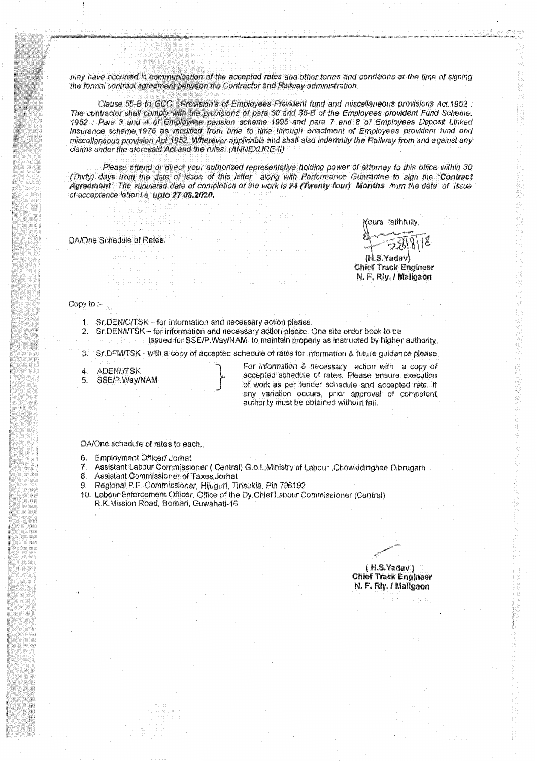*may have occurred in communication of the accepted rates and other terms and conditions at the time of signing the formal contract agreement between the Contractor and Railway administration.*

*Clause 55-B to GCC : Provision's of Employees Provident fund and miscellaneous provisions Act 1952 : The contractor shall comply with the provisions of para 30 and 36-B of the Employees provident Fund Scheme. 1952 : Para 3 and 4 of Employees pension scheme 1995 and para 7 and 8 of Employees Deposit Linked Insurance scheme,1976 as modified from time to time through enactment of Employees provident fund and miscellaneous provision Act 1952. Wherever applicable and shall also indemnify the Railway from and against any claims under the aforesaid Act and the rules. (ANNEXURE-II)*

*Please attend or direct your authorized representative holding power of attorney to this office within 30 (Thirty) days from the date of issue of this letter along with Performance Guarantee to sign the "**Contract Agreement**". The stipulated date of completion of the work is **24 (Twenty four) Months** from the date of issue of acceptance letter i.e. **upto 27.08.2020.***

DA/One Schedule of Rates.

Yours faithfully,

28/8/18

(H.S.Yadav)
**Chief Track Engineer**
**N. F. Rly. / Maligaon**

Copy to :-

1. Sr.DEN/C/TSK – for information and necessary action please.
2. Sr.DEN/I/TSK – for information and necessary action please. One site order book to be issued for SSE/P.Way/NAM to maintain properly as instructed by higher authority.
3. Sr.DFM/TSK - with a copy of accepted schedule of rates for information & future guidance please.
4. ADEN/I/TSK
5. SSE/P.Way/NAM

} For information & necessary action with a copy of accepted schedule of rates. Please ensure execution of work as per tender schedule and accepted rate. If any variation occurs, prior approval of competent authority must be obtained without fail.

DA/One schedule of rates to each.

6. Employment Officer/ Jorhat
7. Assistant Labour Commissioner ( Central) G.o.I.,Ministry of Labour ,Chowkidinghee Dibrugarh
8. Assistant Commissioner of Taxes,Jorhat
9. Regional P.F. Commissioner, Hijuguri, Tinsukia, Pin 786192
10. Labour Enforcement Officer, Office of the Dy.Chief Labour Commissioner (Central) R.K.Mission Road, Borbari, Guwahati-16

( H.S.Yadav )
**Chief Track Engineer**
**N. F. Rly. / Maligaon**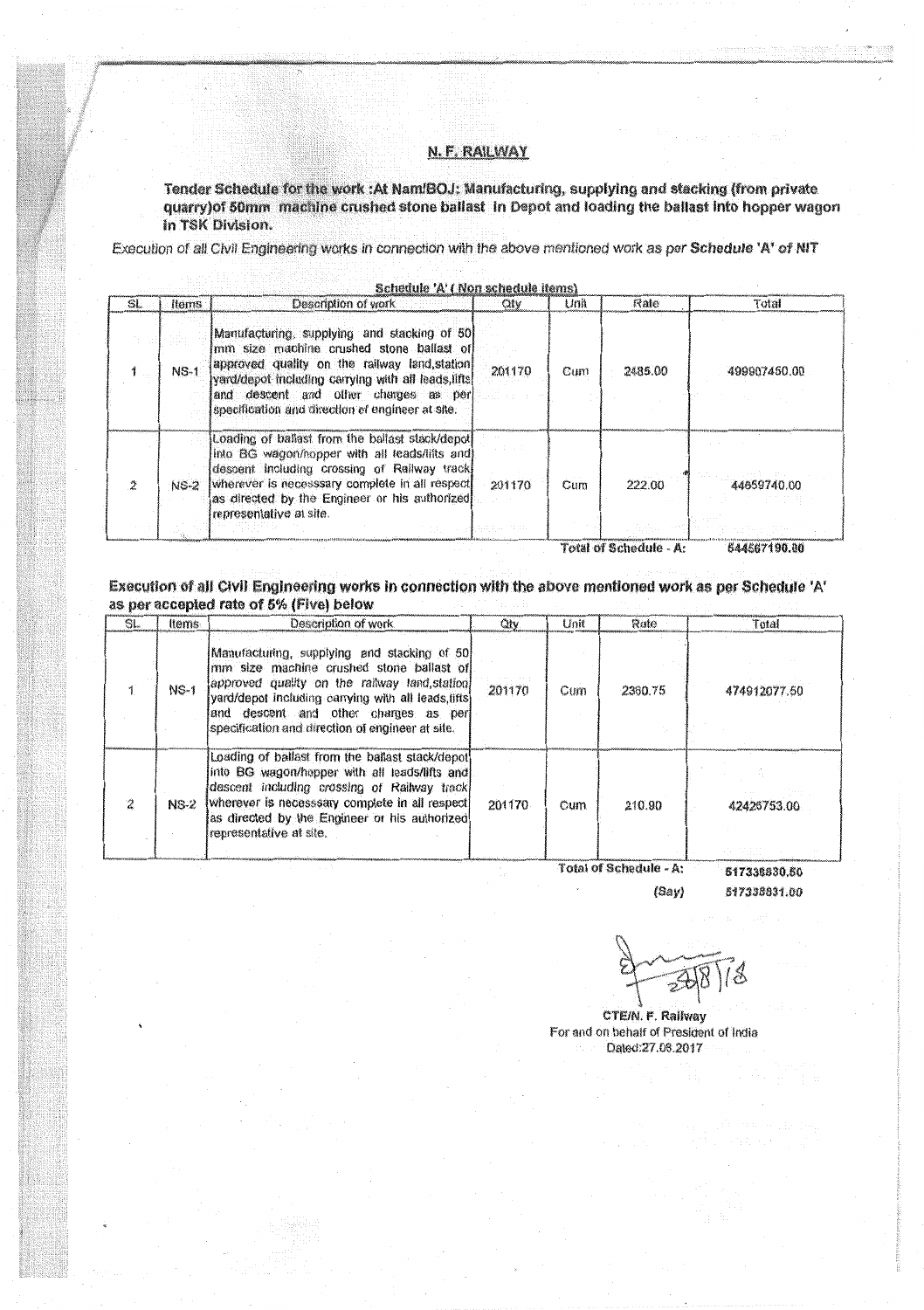## N. F. RAILWAY

**Tender Schedule for the work :At Nam/BOJ: Manufacturing, supplying and stacking (from private quarry)of 50mm machine crushed stone ballast in Depot and loading the ballast into hopper wagon in TSK Division.**

*Execution of all Civil Engineering works in connection with the above mentioned work as per* ***Schedule 'A' of NIT***

Schedule 'A' ( Non schedule items)

| SL | Items | Description of work | Qty | Unit | Rate | Total |
|---|---|---|---|---|---|---|
| 1 | NS-1 | Manufacturing, supplying and stacking of 50 mm size machine crushed stone ballast of approved quality on the railway land,station yard/depot including carrying with all leads,lifts and descent and other charges as per specification and direction of engineer at site. | 201170 | Cum | 2485.00 | 499907450.00 |
| 2 | NS-2 | Loading of ballast from the ballast stack/depot into BG wagon/hopper with all leads/lifts and descent including crossing of Railway track wherever is necesssary complete in all respect as directed by the Engineer or his authorized representative at site. | 201170 | Cum | 222.00 | 44659740.00 |
| | | | | | Total of Schedule - A: | 544567190.00 |

**Execution of all Civil Engineering works in connection with the above mentioned work as per Schedule 'A' as per accepted rate of 5% (Five) below**

| SL | Items | Description of work | Qty | Unit | Rate | Total |
|---|---|---|---|---|---|---|
| 1 | NS-1 | Manufacturing, supplying and stacking of 50 mm size machine crushed stone ballast of approved quality on the railway land,station yard/depot including carrying with all leads,lifts and descent and other charges as per specification and direction of engineer at site. | 201170 | Cum | 2360.75 | 474912077.50 |
| 2 | NS-2 | Loading of ballast from the ballast stack/depot into BG wagon/hopper with all leads/lifts and descent including crossing of Railway track wherever is necesssary complete in all respect as directed by the Engineer or his authorized representative at site. | 201170 | Cum | 210.90 | 42426753.00 |
| | | | | | Total of Schedule - A: | 517338830.50 |
| | | | | | (Say) | 517338831.00 |

28/8/18

CTE/N. F. Railway
For and on behalf of President of India
Dated:27.08.2017